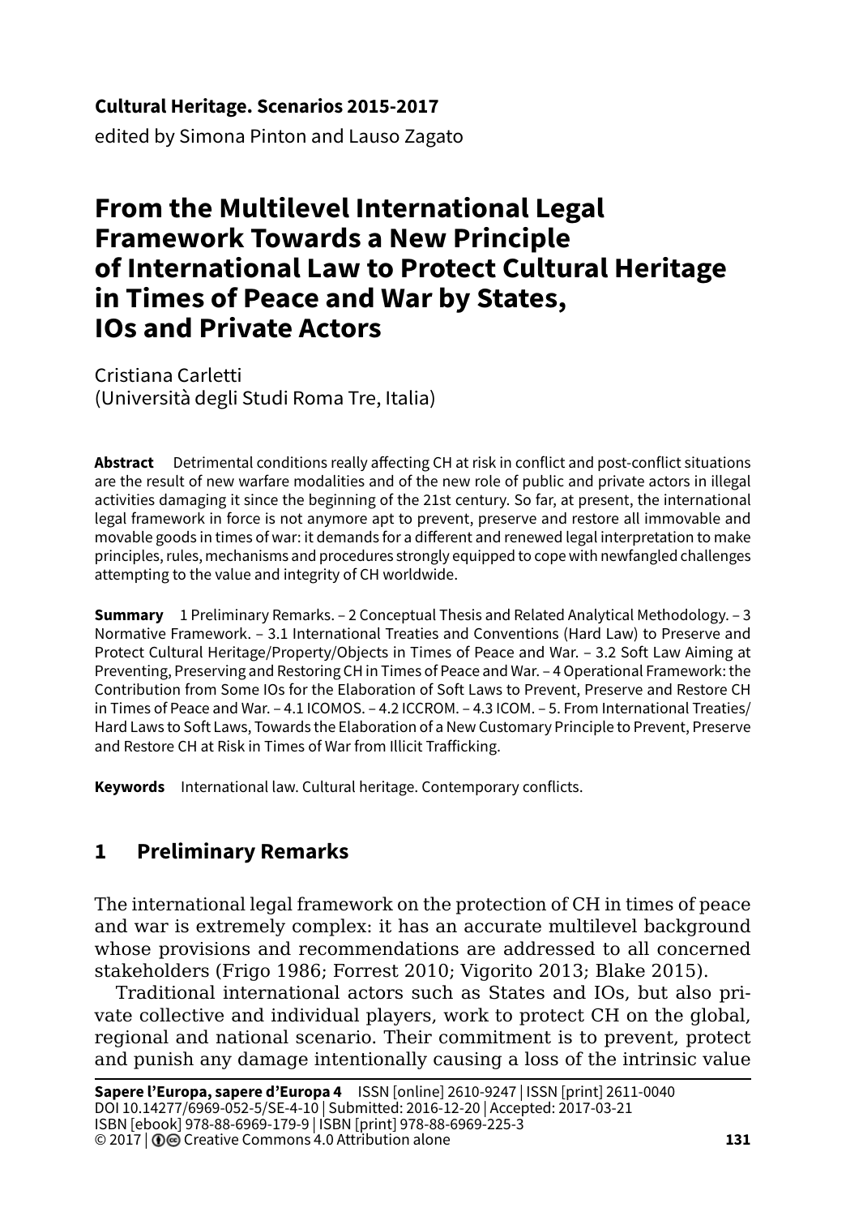**Cultural Heritage. Scenarios 2015-2017**
edited by Simona Pinton and Lauso Zagato

# From the Multilevel International Legal Framework Towards a New Principle of International Law to Protect Cultural Heritage in Times of Peace and War by States, IOs and Private Actors

Cristiana Carletti
(Università degli Studi Roma Tre, Italia)

**Abstract** Detrimental conditions really affecting CH at risk in conflict and post-conflict situations are the result of new warfare modalities and of the new role of public and private actors in illegal activities damaging it since the beginning of the 21st century. So far, at present, the international legal framework in force is not anymore apt to prevent, preserve and restore all immovable and movable goods in times of war: it demands for a different and renewed legal interpretation to make principles, rules, mechanisms and procedures strongly equipped to cope with newfangled challenges attempting to the value and integrity of CH worldwide.

**Summary** 1 Preliminary Remarks. – 2 Conceptual Thesis and Related Analytical Methodology. – 3 Normative Framework. – 3.1 International Treaties and Conventions (Hard Law) to Preserve and Protect Cultural Heritage/Property/Objects in Times of Peace and War. – 3.2 Soft Law Aiming at Preventing, Preserving and Restoring CH in Times of Peace and War. – 4 Operational Framework: the Contribution from Some IOs for the Elaboration of Soft Laws to Prevent, Preserve and Restore CH in Times of Peace and War. – 4.1 ICOMOS. – 4.2 ICCROM. – 4.3 ICOM. – 5. From International Treaties/Hard Laws to Soft Laws, Towards the Elaboration of a New Customary Principle to Prevent, Preserve and Restore CH at Risk in Times of War from Illicit Trafficking.

**Keywords** International law. Cultural heritage. Contemporary conflicts.

## 1 Preliminary Remarks

The international legal framework on the protection of CH in times of peace and war is extremely complex: it has an accurate multilevel background whose provisions and recommendations are addressed to all concerned stakeholders (Frigo 1986; Forrest 2010; Vigorito 2013; Blake 2015).

Traditional international actors such as States and IOs, but also private collective and individual players, work to protect CH on the global, regional and national scenario. Their commitment is to prevent, protect and punish any damage intentionally causing a loss of the intrinsic value

Sapere l'Europa, sapere d'Europa 4 ISSN [online] 2610-9247 | ISSN [print] 2611-0040
DOI 10.14277/6969-052-5/SE-4-10 | Submitted: 2016-12-20 | Accepted: 2017-03-21
ISBN [ebook] 978-88-6969-179-9 | ISBN [print] 978-88-6969-225-3
© 2017 | Creative Commons 4.0 Attribution alone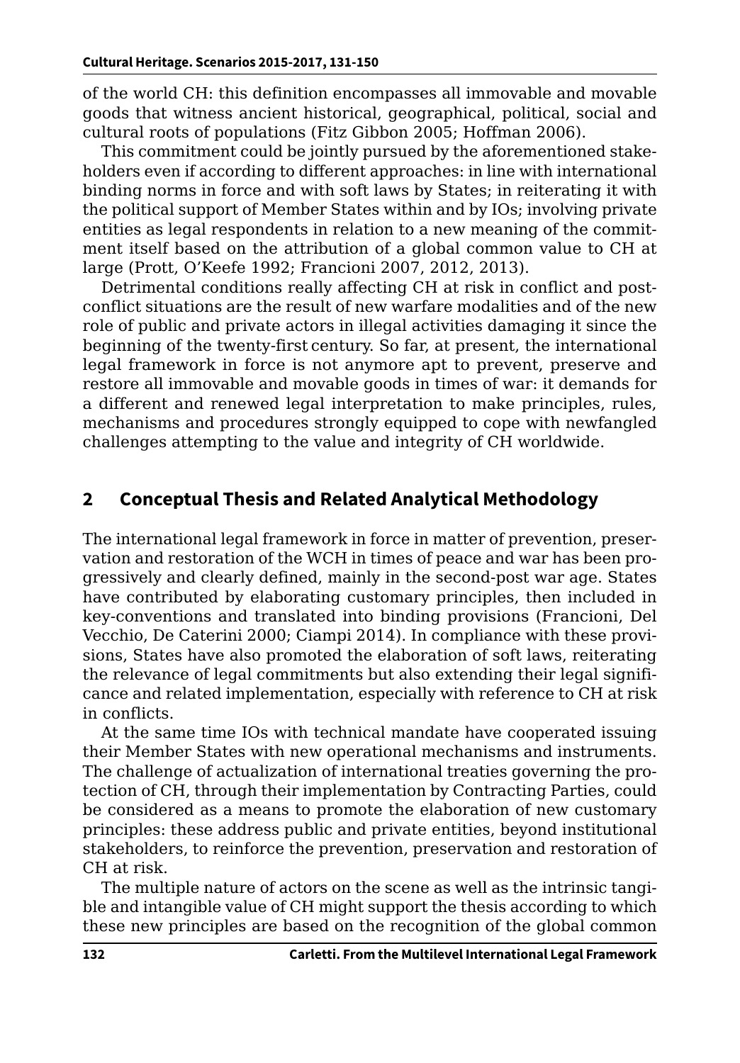of the world CH: this definition encompasses all immovable and movable goods that witness ancient historical, geographical, political, social and cultural roots of populations (Fitz Gibbon 2005; Hoffman 2006).

This commitment could be jointly pursued by the aforementioned stakeholders even if according to different approaches: in line with international binding norms in force and with soft laws by States; in reiterating it with the political support of Member States within and by IOs; involving private entities as legal respondents in relation to a new meaning of the commitment itself based on the attribution of a global common value to CH at large (Prott, O'Keefe 1992; Francioni 2007, 2012, 2013).

Detrimental conditions really affecting CH at risk in conflict and post-conflict situations are the result of new warfare modalities and of the new role of public and private actors in illegal activities damaging it since the beginning of the twenty-first century. So far, at present, the international legal framework in force is not anymore apt to prevent, preserve and restore all immovable and movable goods in times of war: it demands for a different and renewed legal interpretation to make principles, rules, mechanisms and procedures strongly equipped to cope with newfangled challenges attempting to the value and integrity of CH worldwide.

## 2 Conceptual Thesis and Related Analytical Methodology

The international legal framework in force in matter of prevention, preservation and restoration of the WCH in times of peace and war has been progressively and clearly defined, mainly in the second-post war age. States have contributed by elaborating customary principles, then included in key-conventions and translated into binding provisions (Francioni, Del Vecchio, De Caterini 2000; Ciampi 2014). In compliance with these provisions, States have also promoted the elaboration of soft laws, reiterating the relevance of legal commitments but also extending their legal significance and related implementation, especially with reference to CH at risk in conflicts.

At the same time IOs with technical mandate have cooperated issuing their Member States with new operational mechanisms and instruments. The challenge of actualization of international treaties governing the protection of CH, through their implementation by Contracting Parties, could be considered as a means to promote the elaboration of new customary principles: these address public and private entities, beyond institutional stakeholders, to reinforce the prevention, preservation and restoration of CH at risk.

The multiple nature of actors on the scene as well as the intrinsic tangible and intangible value of CH might support the thesis according to which these new principles are based on the recognition of the global common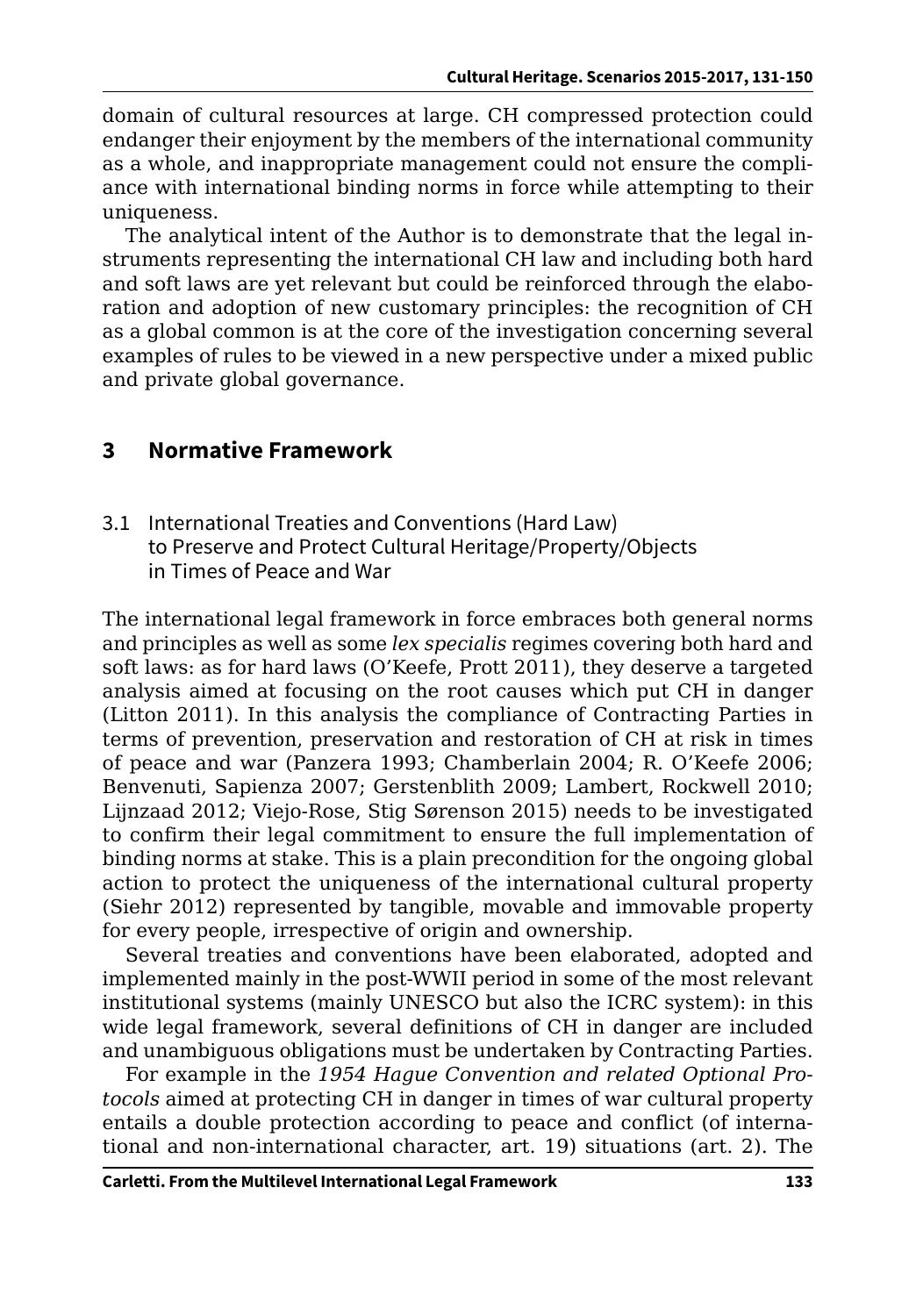domain of cultural resources at large. CH compressed protection could endanger their enjoyment by the members of the international community as a whole, and inappropriate management could not ensure the compliance with international binding norms in force while attempting to their uniqueness.

The analytical intent of the Author is to demonstrate that the legal instruments representing the international CH law and including both hard and soft laws are yet relevant but could be reinforced through the elaboration and adoption of new customary principles: the recognition of CH as a global common is at the core of the investigation concerning several examples of rules to be viewed in a new perspective under a mixed public and private global governance.

## 3 Normative Framework

### 3.1 International Treaties and Conventions (Hard Law) to Preserve and Protect Cultural Heritage/Property/Objects in Times of Peace and War

The international legal framework in force embraces both general norms and principles as well as some *lex specialis* regimes covering both hard and soft laws: as for hard laws (O'Keefe, Prott 2011), they deserve a targeted analysis aimed at focusing on the root causes which put CH in danger (Litton 2011). In this analysis the compliance of Contracting Parties in terms of prevention, preservation and restoration of CH at risk in times of peace and war (Panzera 1993; Chamberlain 2004; R. O'Keefe 2006; Benvenuti, Sapienza 2007; Gerstenblith 2009; Lambert, Rockwell 2010; Lijnzaad 2012; Viejo-Rose, Stig Sørenson 2015) needs to be investigated to confirm their legal commitment to ensure the full implementation of binding norms at stake. This is a plain precondition for the ongoing global action to protect the uniqueness of the international cultural property (Siehr 2012) represented by tangible, movable and immovable property for every people, irrespective of origin and ownership.

Several treaties and conventions have been elaborated, adopted and implemented mainly in the post-WWII period in some of the most relevant institutional systems (mainly UNESCO but also the ICRC system): in this wide legal framework, several definitions of CH in danger are included and unambiguous obligations must be undertaken by Contracting Parties.

For example in the *1954 Hague Convention and related Optional Protocols* aimed at protecting CH in danger in times of war cultural property entails a double protection according to peace and conflict (of international and non-international character, art. 19) situations (art. 2). The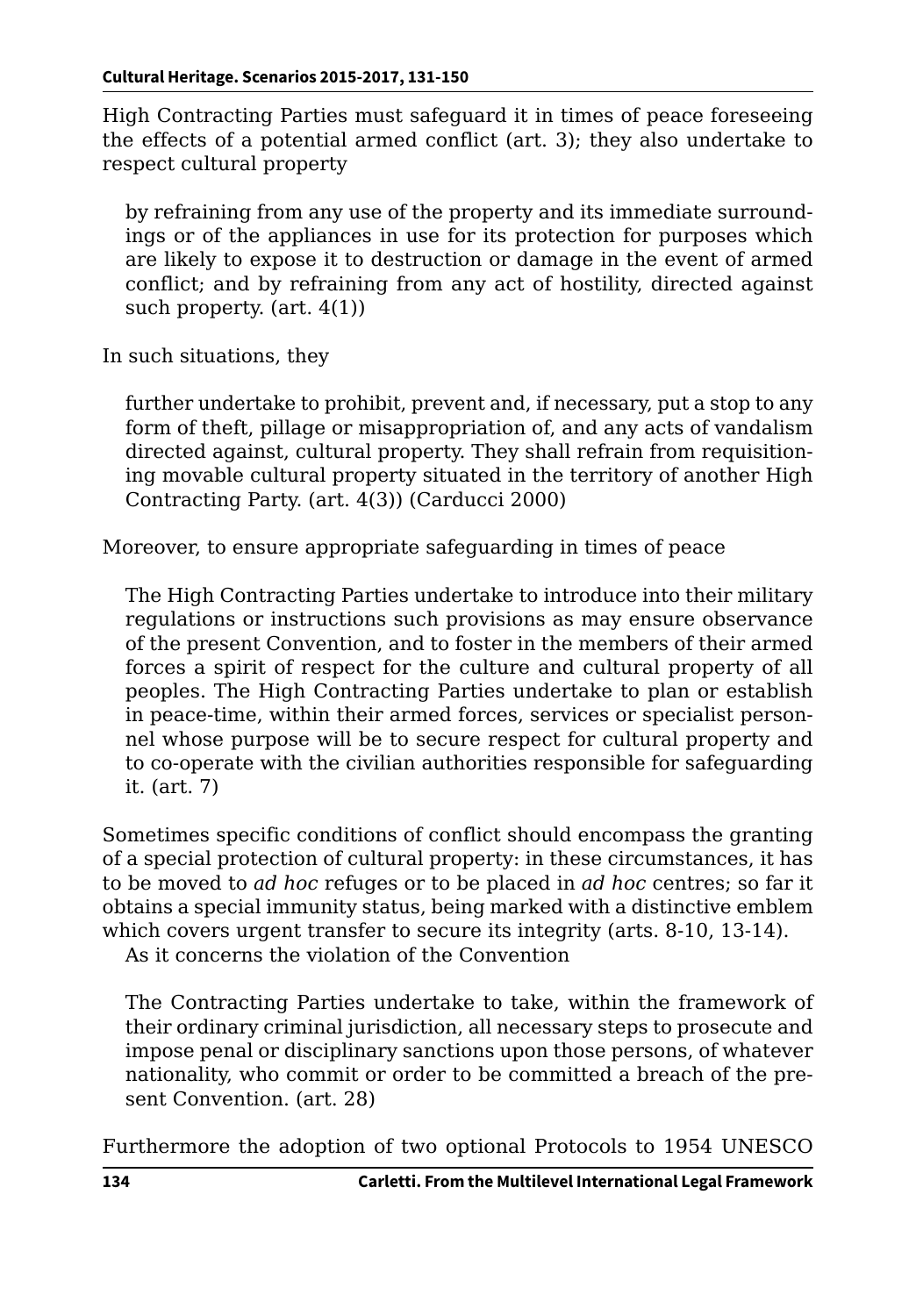High Contracting Parties must safeguard it in times of peace foreseeing the effects of a potential armed conflict (art. 3); they also undertake to respect cultural property

> by refraining from any use of the property and its immediate surroundings or of the appliances in use for its protection for purposes which are likely to expose it to destruction or damage in the event of armed conflict; and by refraining from any act of hostility, directed against such property. (art. 4(1))

In such situations, they

> further undertake to prohibit, prevent and, if necessary, put a stop to any form of theft, pillage or misappropriation of, and any acts of vandalism directed against, cultural property. They shall refrain from requisitioning movable cultural property situated in the territory of another High Contracting Party. (art. 4(3)) (Carducci 2000)

Moreover, to ensure appropriate safeguarding in times of peace

> The High Contracting Parties undertake to introduce into their military regulations or instructions such provisions as may ensure observance of the present Convention, and to foster in the members of their armed forces a spirit of respect for the culture and cultural property of all peoples. The High Contracting Parties undertake to plan or establish in peace-time, within their armed forces, services or specialist personnel whose purpose will be to secure respect for cultural property and to co-operate with the civilian authorities responsible for safeguarding it. (art. 7)

Sometimes specific conditions of conflict should encompass the granting of a special protection of cultural property: in these circumstances, it has to be moved to *ad hoc* refuges or to be placed in *ad hoc* centres; so far it obtains a special immunity status, being marked with a distinctive emblem which covers urgent transfer to secure its integrity (arts. 8-10, 13-14).

As it concerns the violation of the Convention

> The Contracting Parties undertake to take, within the framework of their ordinary criminal jurisdiction, all necessary steps to prosecute and impose penal or disciplinary sanctions upon those persons, of whatever nationality, who commit or order to be committed a breach of the present Convention. (art. 28)

Furthermore the adoption of two optional Protocols to 1954 UNESCO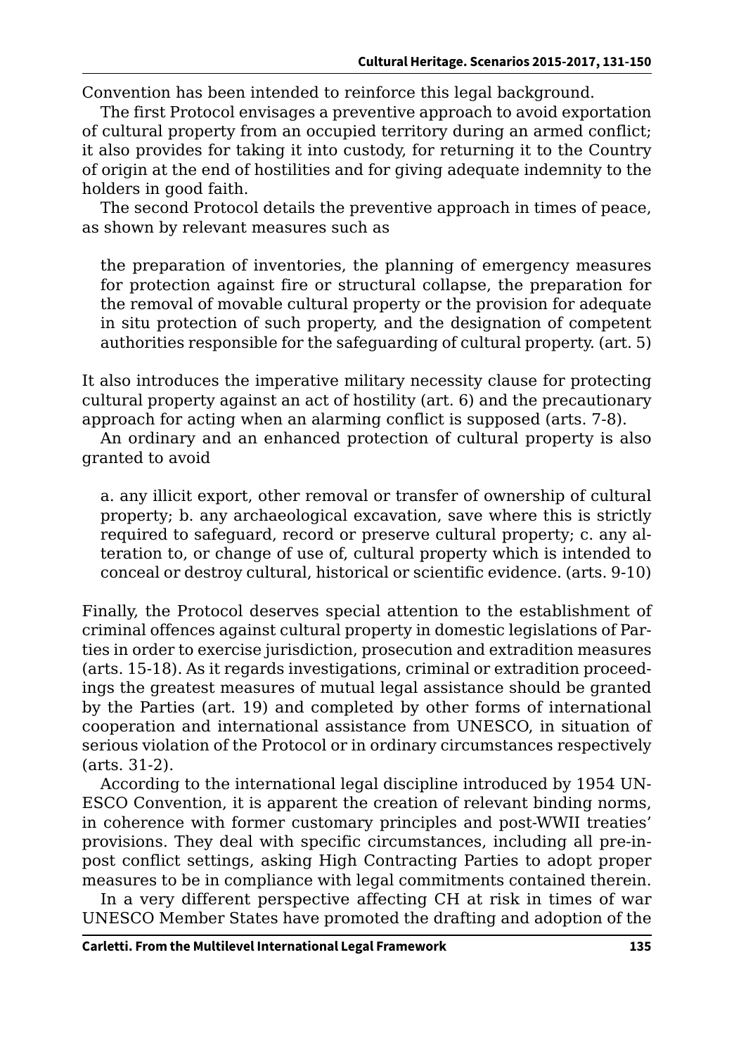Convention has been intended to reinforce this legal background.

The first Protocol envisages a preventive approach to avoid exportation of cultural property from an occupied territory during an armed conflict; it also provides for taking it into custody, for returning it to the Country of origin at the end of hostilities and for giving adequate indemnity to the holders in good faith.

The second Protocol details the preventive approach in times of peace, as shown by relevant measures such as

> the preparation of inventories, the planning of emergency measures for protection against fire or structural collapse, the preparation for the removal of movable cultural property or the provision for adequate in situ protection of such property, and the designation of competent authorities responsible for the safeguarding of cultural property. (art. 5)

It also introduces the imperative military necessity clause for protecting cultural property against an act of hostility (art. 6) and the precautionary approach for acting when an alarming conflict is supposed (arts. 7-8).

An ordinary and an enhanced protection of cultural property is also granted to avoid

> a. any illicit export, other removal or transfer of ownership of cultural property; b. any archaeological excavation, save where this is strictly required to safeguard, record or preserve cultural property; c. any alteration to, or change of use of, cultural property which is intended to conceal or destroy cultural, historical or scientific evidence. (arts. 9-10)

Finally, the Protocol deserves special attention to the establishment of criminal offences against cultural property in domestic legislations of Parties in order to exercise jurisdiction, prosecution and extradition measures (arts. 15-18). As it regards investigations, criminal or extradition proceedings the greatest measures of mutual legal assistance should be granted by the Parties (art. 19) and completed by other forms of international cooperation and international assistance from UNESCO, in situation of serious violation of the Protocol or in ordinary circumstances respectively (arts. 31-2).

According to the international legal discipline introduced by 1954 UNESCO Convention, it is apparent the creation of relevant binding norms, in coherence with former customary principles and post-WWII treaties' provisions. They deal with specific circumstances, including all pre-in-post conflict settings, asking High Contracting Parties to adopt proper measures to be in compliance with legal commitments contained therein.

In a very different perspective affecting CH at risk in times of war UNESCO Member States have promoted the drafting and adoption of the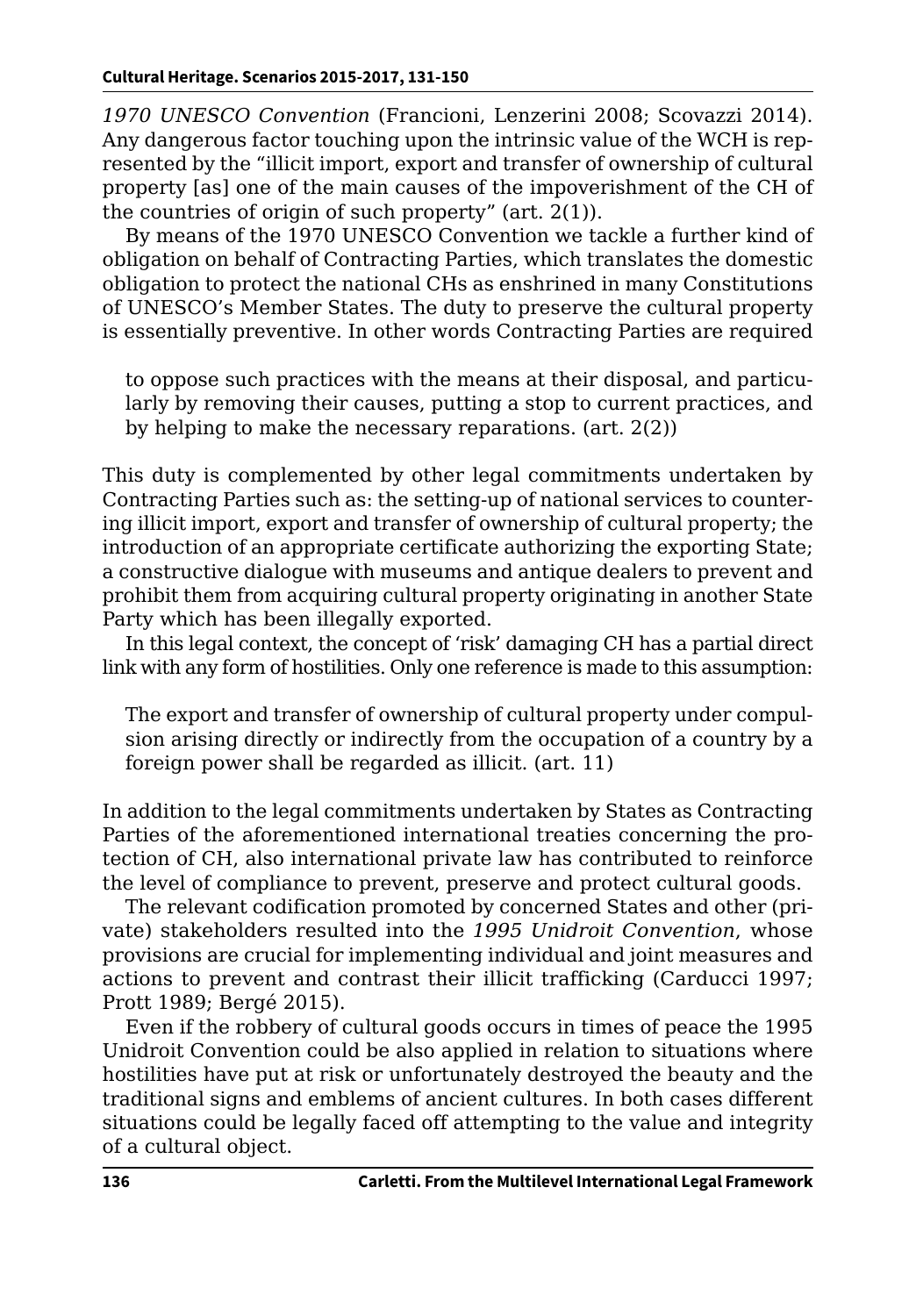*1970 UNESCO Convention* (Francioni, Lenzerini 2008; Scovazzi 2014). Any dangerous factor touching upon the intrinsic value of the WCH is represented by the "illicit import, export and transfer of ownership of cultural property [as] one of the main causes of the impoverishment of the CH of the countries of origin of such property" (art. 2(1)).

By means of the 1970 UNESCO Convention we tackle a further kind of obligation on behalf of Contracting Parties, which translates the domestic obligation to protect the national CHs as enshrined in many Constitutions of UNESCO's Member States. The duty to preserve the cultural property is essentially preventive. In other words Contracting Parties are required

> to oppose such practices with the means at their disposal, and particularly by removing their causes, putting a stop to current practices, and by helping to make the necessary reparations. (art. 2(2))

This duty is complemented by other legal commitments undertaken by Contracting Parties such as: the setting-up of national services to countering illicit import, export and transfer of ownership of cultural property; the introduction of an appropriate certificate authorizing the exporting State; a constructive dialogue with museums and antique dealers to prevent and prohibit them from acquiring cultural property originating in another State Party which has been illegally exported.

In this legal context, the concept of 'risk' damaging CH has a partial direct link with any form of hostilities. Only one reference is made to this assumption:

> The export and transfer of ownership of cultural property under compulsion arising directly or indirectly from the occupation of a country by a foreign power shall be regarded as illicit. (art. 11)

In addition to the legal commitments undertaken by States as Contracting Parties of the aforementioned international treaties concerning the protection of CH, also international private law has contributed to reinforce the level of compliance to prevent, preserve and protect cultural goods.

The relevant codification promoted by concerned States and other (private) stakeholders resulted into the *1995 Unidroit Convention*, whose provisions are crucial for implementing individual and joint measures and actions to prevent and contrast their illicit trafficking (Carducci 1997; Prott 1989; Bergé 2015).

Even if the robbery of cultural goods occurs in times of peace the 1995 Unidroit Convention could be also applied in relation to situations where hostilities have put at risk or unfortunately destroyed the beauty and the traditional signs and emblems of ancient cultures. In both cases different situations could be legally faced off attempting to the value and integrity of a cultural object.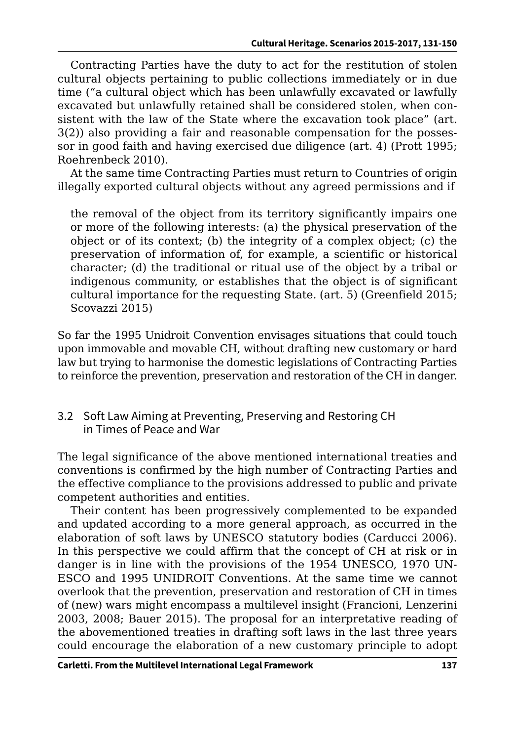Contracting Parties have the duty to act for the restitution of stolen cultural objects pertaining to public collections immediately or in due time ("a cultural object which has been unlawfully excavated or lawfully excavated but unlawfully retained shall be considered stolen, when consistent with the law of the State where the excavation took place" (art. 3(2)) also providing a fair and reasonable compensation for the possessor in good faith and having exercised due diligence (art. 4) (Prott 1995; Roehrenbeck 2010).

At the same time Contracting Parties must return to Countries of origin illegally exported cultural objects without any agreed permissions and if

> the removal of the object from its territory significantly impairs one or more of the following interests: (a) the physical preservation of the object or of its context; (b) the integrity of a complex object; (c) the preservation of information of, for example, a scientific or historical character; (d) the traditional or ritual use of the object by a tribal or indigenous community, or establishes that the object is of significant cultural importance for the requesting State. (art. 5) (Greenfield 2015; Scovazzi 2015)

So far the 1995 Unidroit Convention envisages situations that could touch upon immovable and movable CH, without drafting new customary or hard law but trying to harmonise the domestic legislations of Contracting Parties to reinforce the prevention, preservation and restoration of the CH in danger.

### 3.2 Soft Law Aiming at Preventing, Preserving and Restoring CH in Times of Peace and War

The legal significance of the above mentioned international treaties and conventions is confirmed by the high number of Contracting Parties and the effective compliance to the provisions addressed to public and private competent authorities and entities.

Their content has been progressively complemented to be expanded and updated according to a more general approach, as occurred in the elaboration of soft laws by UNESCO statutory bodies (Carducci 2006). In this perspective we could affirm that the concept of CH at risk or in danger is in line with the provisions of the 1954 UNESCO, 1970 UNESCO and 1995 UNIDROIT Conventions. At the same time we cannot overlook that the prevention, preservation and restoration of CH in times of (new) wars might encompass a multilevel insight (Francioni, Lenzerini 2003, 2008; Bauer 2015). The proposal for an interpretative reading of the abovementioned treaties in drafting soft laws in the last three years could encourage the elaboration of a new customary principle to adopt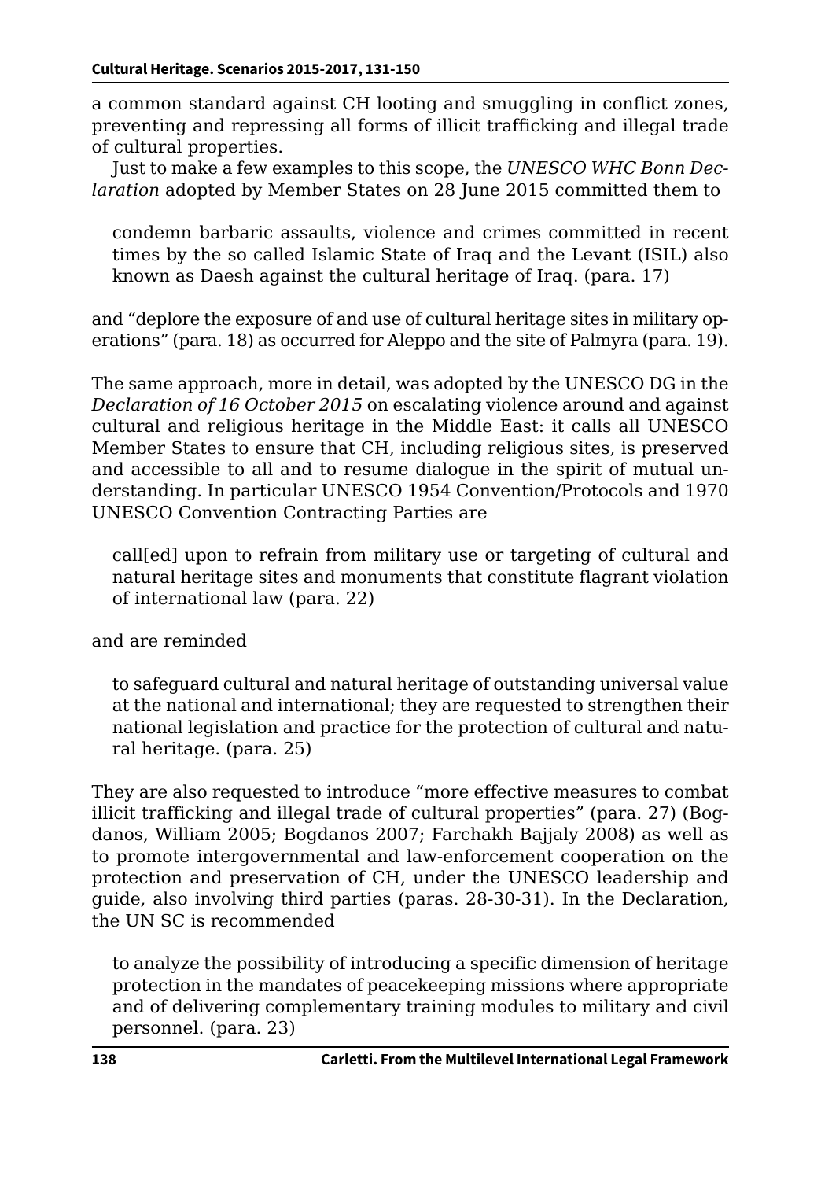a common standard against CH looting and smuggling in conflict zones, preventing and repressing all forms of illicit trafficking and illegal trade of cultural properties.

Just to make a few examples to this scope, the *UNESCO WHC Bonn Declaration* adopted by Member States on 28 June 2015 committed them to

> condemn barbaric assaults, violence and crimes committed in recent times by the so called Islamic State of Iraq and the Levant (ISIL) also known as Daesh against the cultural heritage of Iraq. (para. 17)

and "deplore the exposure of and use of cultural heritage sites in military operations" (para. 18) as occurred for Aleppo and the site of Palmyra (para. 19).

The same approach, more in detail, was adopted by the UNESCO DG in the *Declaration of 16 October 2015* on escalating violence around and against cultural and religious heritage in the Middle East: it calls all UNESCO Member States to ensure that CH, including religious sites, is preserved and accessible to all and to resume dialogue in the spirit of mutual understanding. In particular UNESCO 1954 Convention/Protocols and 1970 UNESCO Convention Contracting Parties are

> call[ed] upon to refrain from military use or targeting of cultural and natural heritage sites and monuments that constitute flagrant violation of international law (para. 22)

and are reminded

> to safeguard cultural and natural heritage of outstanding universal value at the national and international; they are requested to strengthen their national legislation and practice for the protection of cultural and natural heritage. (para. 25)

They are also requested to introduce "more effective measures to combat illicit trafficking and illegal trade of cultural properties" (para. 27) (Bogdanos, William 2005; Bogdanos 2007; Farchakh Bajjaly 2008) as well as to promote intergovernmental and law-enforcement cooperation on the protection and preservation of CH, under the UNESCO leadership and guide, also involving third parties (paras. 28-30-31). In the Declaration, the UN SC is recommended

> to analyze the possibility of introducing a specific dimension of heritage protection in the mandates of peacekeeping missions where appropriate and of delivering complementary training modules to military and civil personnel. (para. 23)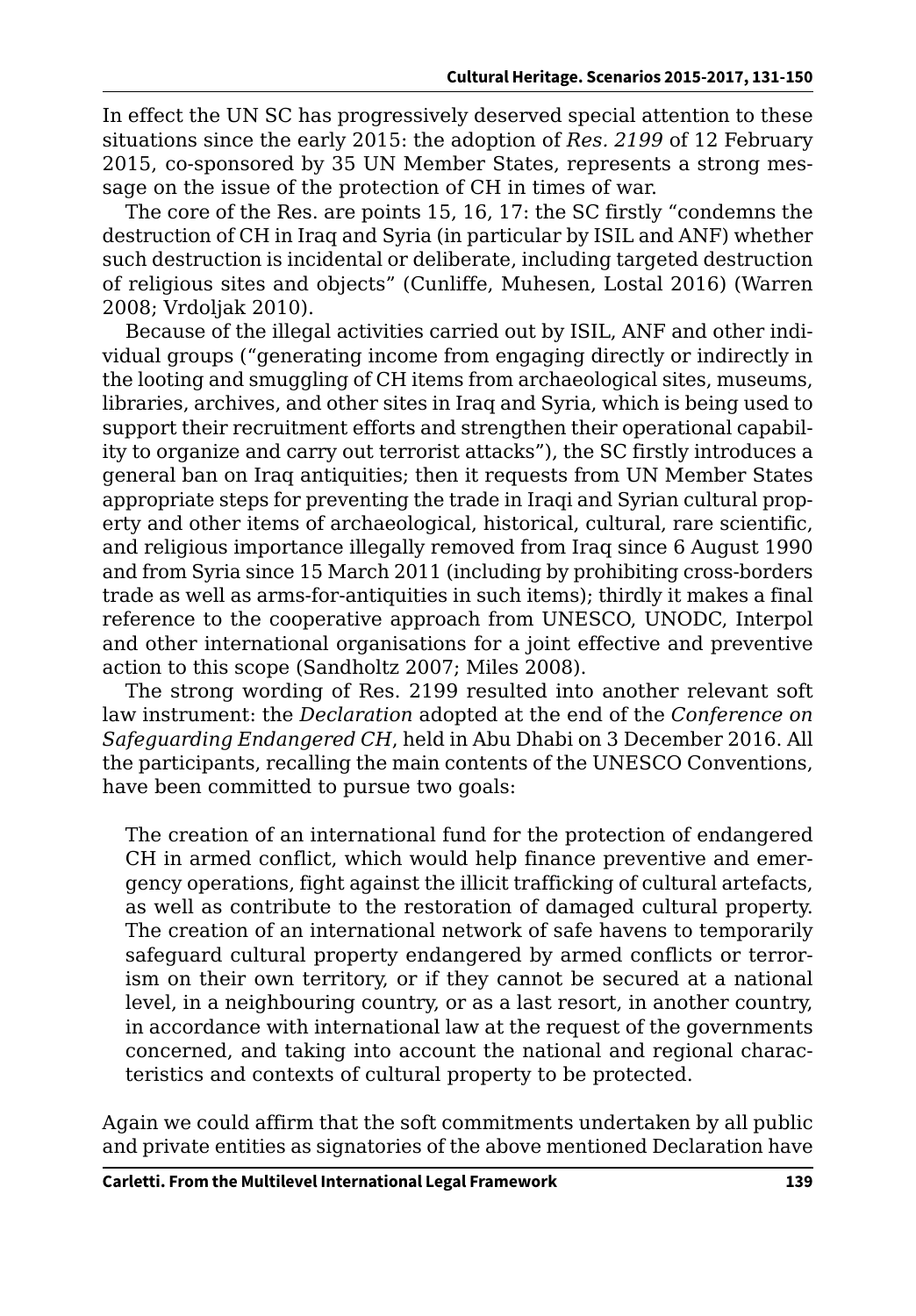In effect the UN SC has progressively deserved special attention to these situations since the early 2015: the adoption of *Res. 2199* of 12 February 2015, co-sponsored by 35 UN Member States, represents a strong message on the issue of the protection of CH in times of war.

The core of the Res. are points 15, 16, 17: the SC firstly "condemns the destruction of CH in Iraq and Syria (in particular by ISIL and ANF) whether such destruction is incidental or deliberate, including targeted destruction of religious sites and objects" (Cunliffe, Muhesen, Lostal 2016) (Warren 2008; Vrdoljak 2010).

Because of the illegal activities carried out by ISIL, ANF and other individual groups ("generating income from engaging directly or indirectly in the looting and smuggling of CH items from archaeological sites, museums, libraries, archives, and other sites in Iraq and Syria, which is being used to support their recruitment efforts and strengthen their operational capability to organize and carry out terrorist attacks"), the SC firstly introduces a general ban on Iraq antiquities; then it requests from UN Member States appropriate steps for preventing the trade in Iraqi and Syrian cultural property and other items of archaeological, historical, cultural, rare scientific, and religious importance illegally removed from Iraq since 6 August 1990 and from Syria since 15 March 2011 (including by prohibiting cross-borders trade as well as arms-for-antiquities in such items); thirdly it makes a final reference to the cooperative approach from UNESCO, UNODC, Interpol and other international organisations for a joint effective and preventive action to this scope (Sandholtz 2007; Miles 2008).

The strong wording of Res. 2199 resulted into another relevant soft law instrument: the *Declaration* adopted at the end of the *Conference on Safeguarding Endangered CH*, held in Abu Dhabi on 3 December 2016. All the participants, recalling the main contents of the UNESCO Conventions, have been committed to pursue two goals:

> The creation of an international fund for the protection of endangered CH in armed conflict, which would help finance preventive and emergency operations, fight against the illicit trafficking of cultural artefacts, as well as contribute to the restoration of damaged cultural property. The creation of an international network of safe havens to temporarily safeguard cultural property endangered by armed conflicts or terrorism on their own territory, or if they cannot be secured at a national level, in a neighbouring country, or as a last resort, in another country, in accordance with international law at the request of the governments concerned, and taking into account the national and regional characteristics and contexts of cultural property to be protected.

Again we could affirm that the soft commitments undertaken by all public and private entities as signatories of the above mentioned Declaration have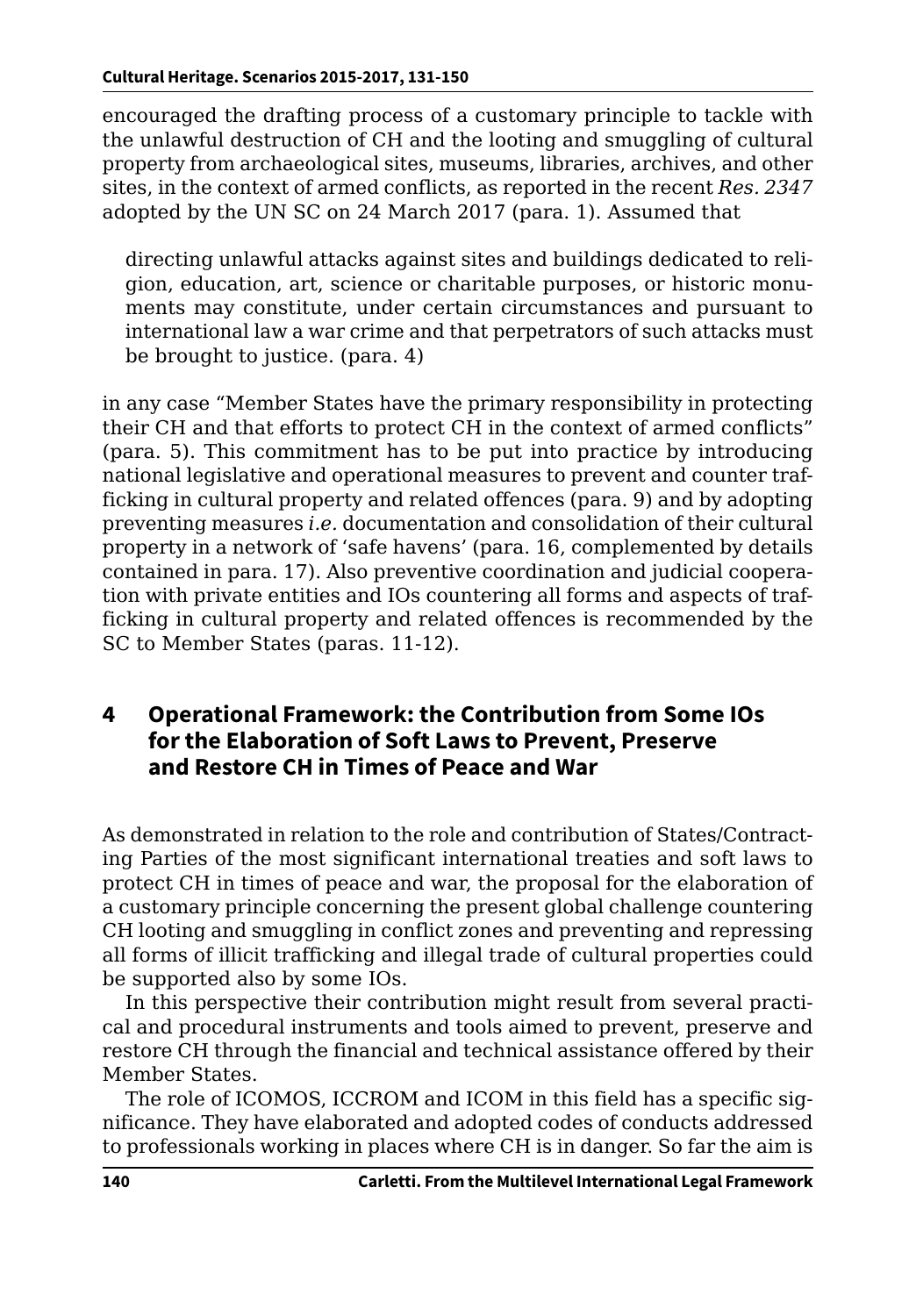encouraged the drafting process of a customary principle to tackle with the unlawful destruction of CH and the looting and smuggling of cultural property from archaeological sites, museums, libraries, archives, and other sites, in the context of armed conflicts, as reported in the recent *Res. 2347* adopted by the UN SC on 24 March 2017 (para. 1). Assumed that

> directing unlawful attacks against sites and buildings dedicated to religion, education, art, science or charitable purposes, or historic monuments may constitute, under certain circumstances and pursuant to international law a war crime and that perpetrators of such attacks must be brought to justice. (para. 4)

in any case "Member States have the primary responsibility in protecting their CH and that efforts to protect CH in the context of armed conflicts" (para. 5). This commitment has to be put into practice by introducing national legislative and operational measures to prevent and counter trafficking in cultural property and related offences (para. 9) and by adopting preventing measures *i.e.* documentation and consolidation of their cultural property in a network of 'safe havens' (para. 16, complemented by details contained in para. 17). Also preventive coordination and judicial cooperation with private entities and IOs countering all forms and aspects of trafficking in cultural property and related offences is recommended by the SC to Member States (paras. 11-12).

## 4 Operational Framework: the Contribution from Some IOs for the Elaboration of Soft Laws to Prevent, Preserve and Restore CH in Times of Peace and War

As demonstrated in relation to the role and contribution of States/Contracting Parties of the most significant international treaties and soft laws to protect CH in times of peace and war, the proposal for the elaboration of a customary principle concerning the present global challenge countering CH looting and smuggling in conflict zones and preventing and repressing all forms of illicit trafficking and illegal trade of cultural properties could be supported also by some IOs.

In this perspective their contribution might result from several practical and procedural instruments and tools aimed to prevent, preserve and restore CH through the financial and technical assistance offered by their Member States.

The role of ICOMOS, ICCROM and ICOM in this field has a specific significance. They have elaborated and adopted codes of conducts addressed to professionals working in places where CH is in danger. So far the aim is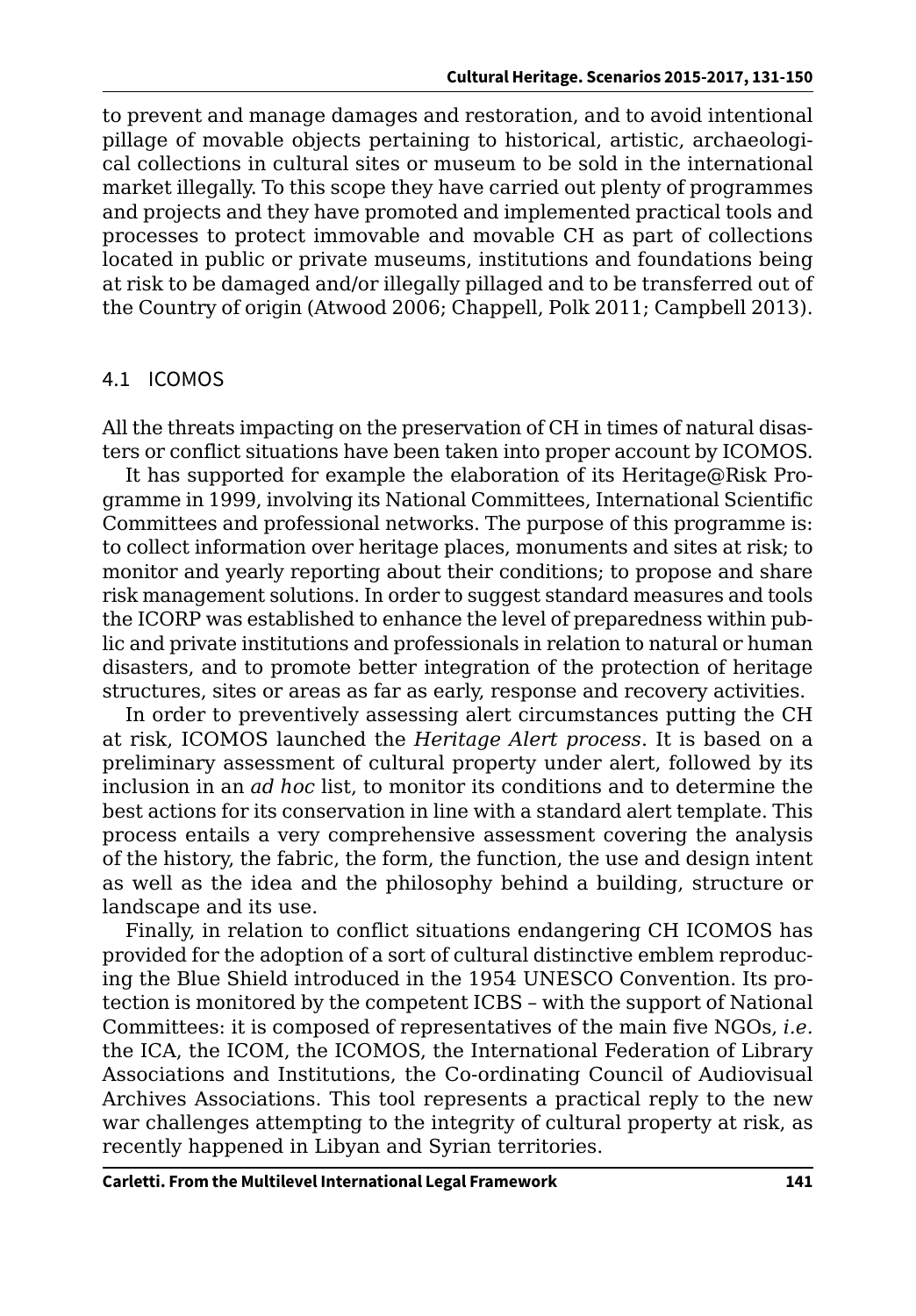to prevent and manage damages and restoration, and to avoid intentional pillage of movable objects pertaining to historical, artistic, archaeological collections in cultural sites or museum to be sold in the international market illegally. To this scope they have carried out plenty of programmes and projects and they have promoted and implemented practical tools and processes to protect immovable and movable CH as part of collections located in public or private museums, institutions and foundations being at risk to be damaged and/or illegally pillaged and to be transferred out of the Country of origin (Atwood 2006; Chappell, Polk 2011; Campbell 2013).

## 4.1 ICOMOS

All the threats impacting on the preservation of CH in times of natural disasters or conflict situations have been taken into proper account by ICOMOS.

It has supported for example the elaboration of its Heritage@Risk Programme in 1999, involving its National Committees, International Scientific Committees and professional networks. The purpose of this programme is: to collect information over heritage places, monuments and sites at risk; to monitor and yearly reporting about their conditions; to propose and share risk management solutions. In order to suggest standard measures and tools the ICORP was established to enhance the level of preparedness within public and private institutions and professionals in relation to natural or human disasters, and to promote better integration of the protection of heritage structures, sites or areas as far as early, response and recovery activities.

In order to preventively assessing alert circumstances putting the CH at risk, ICOMOS launched the *Heritage Alert process*. It is based on a preliminary assessment of cultural property under alert, followed by its inclusion in an *ad hoc* list, to monitor its conditions and to determine the best actions for its conservation in line with a standard alert template. This process entails a very comprehensive assessment covering the analysis of the history, the fabric, the form, the function, the use and design intent as well as the idea and the philosophy behind a building, structure or landscape and its use.

Finally, in relation to conflict situations endangering CH ICOMOS has provided for the adoption of a sort of cultural distinctive emblem reproducing the Blue Shield introduced in the 1954 UNESCO Convention. Its protection is monitored by the competent ICBS – with the support of National Committees: it is composed of representatives of the main five NGOs, *i.e.* the ICA, the ICOM, the ICOMOS, the International Federation of Library Associations and Institutions, the Co-ordinating Council of Audiovisual Archives Associations. This tool represents a practical reply to the new war challenges attempting to the integrity of cultural property at risk, as recently happened in Libyan and Syrian territories.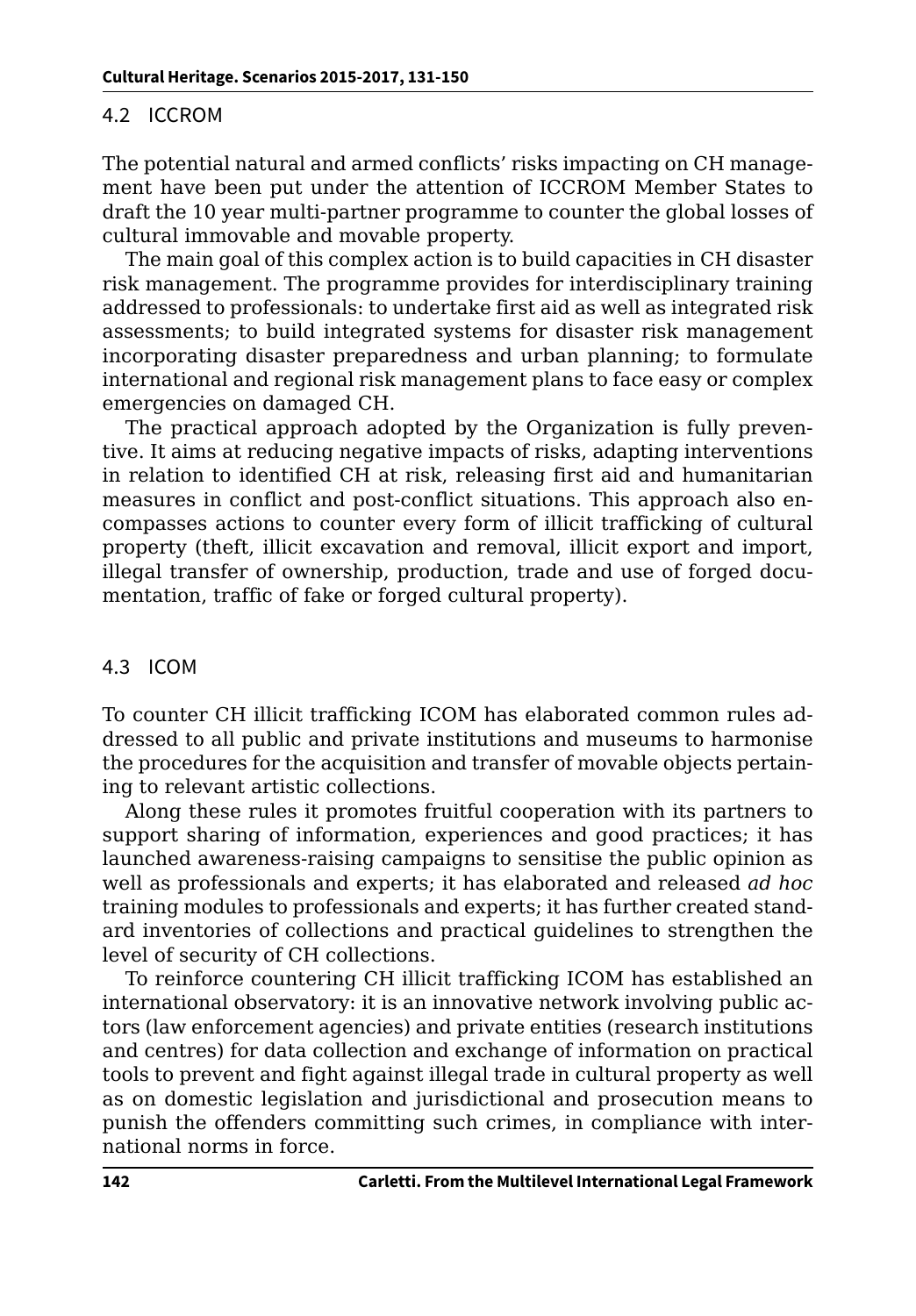### 4.2 ICCROM

The potential natural and armed conflicts' risks impacting on CH management have been put under the attention of ICCROM Member States to draft the 10 year multi-partner programme to counter the global losses of cultural immovable and movable property.

The main goal of this complex action is to build capacities in CH disaster risk management. The programme provides for interdisciplinary training addressed to professionals: to undertake first aid as well as integrated risk assessments; to build integrated systems for disaster risk management incorporating disaster preparedness and urban planning; to formulate international and regional risk management plans to face easy or complex emergencies on damaged CH.

The practical approach adopted by the Organization is fully preventive. It aims at reducing negative impacts of risks, adapting interventions in relation to identified CH at risk, releasing first aid and humanitarian measures in conflict and post-conflict situations. This approach also encompasses actions to counter every form of illicit trafficking of cultural property (theft, illicit excavation and removal, illicit export and import, illegal transfer of ownership, production, trade and use of forged documentation, traffic of fake or forged cultural property).

### 4.3 ICOM

To counter CH illicit trafficking ICOM has elaborated common rules addressed to all public and private institutions and museums to harmonise the procedures for the acquisition and transfer of movable objects pertaining to relevant artistic collections.

Along these rules it promotes fruitful cooperation with its partners to support sharing of information, experiences and good practices; it has launched awareness-raising campaigns to sensitise the public opinion as well as professionals and experts; it has elaborated and released *ad hoc* training modules to professionals and experts; it has further created standard inventories of collections and practical guidelines to strengthen the level of security of CH collections.

To reinforce countering CH illicit trafficking ICOM has established an international observatory: it is an innovative network involving public actors (law enforcement agencies) and private entities (research institutions and centres) for data collection and exchange of information on practical tools to prevent and fight against illegal trade in cultural property as well as on domestic legislation and jurisdictional and prosecution means to punish the offenders committing such crimes, in compliance with international norms in force.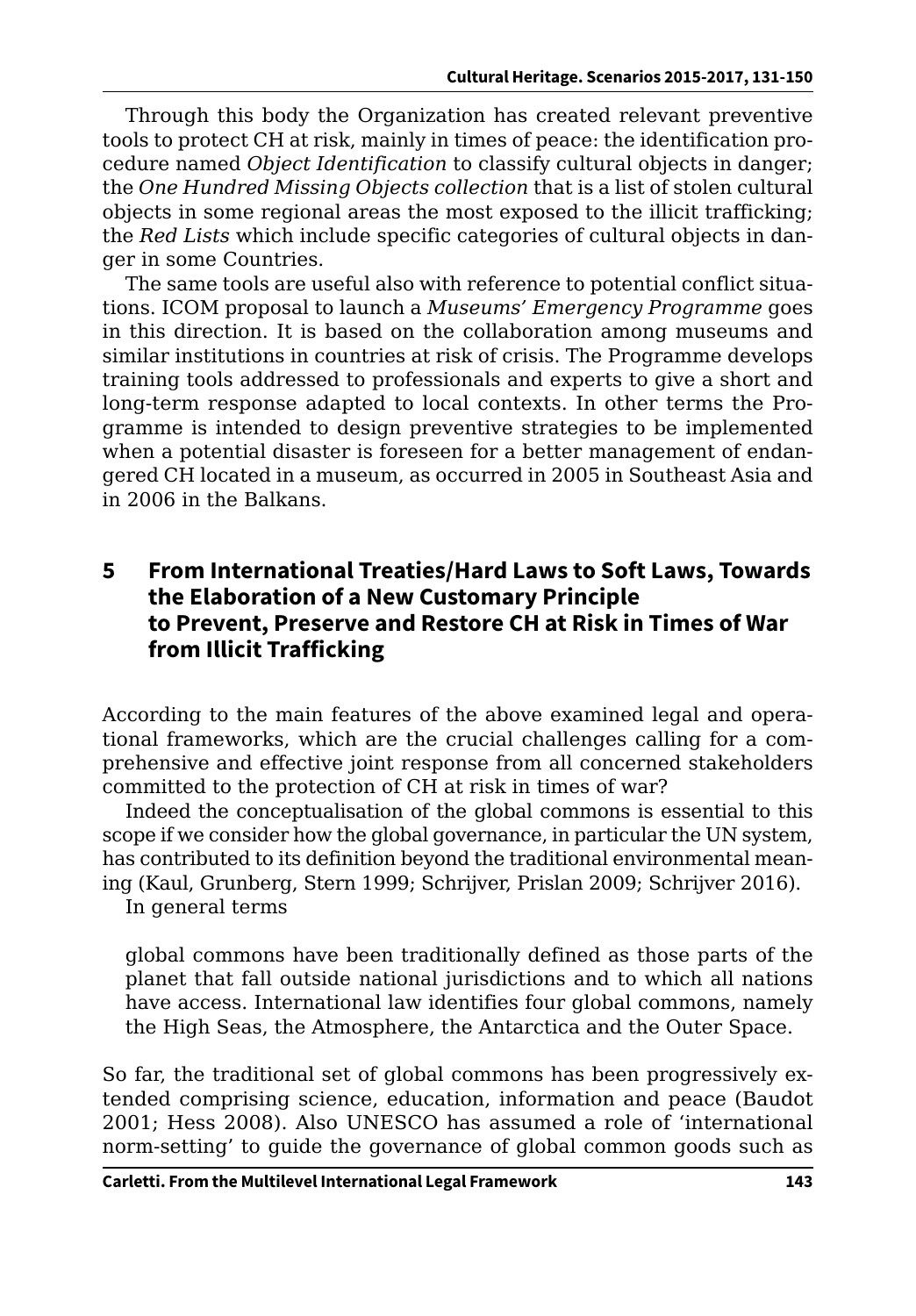Through this body the Organization has created relevant preventive tools to protect CH at risk, mainly in times of peace: the identification procedure named *Object Identification* to classify cultural objects in danger; the *One Hundred Missing Objects collection* that is a list of stolen cultural objects in some regional areas the most exposed to the illicit trafficking; the *Red Lists* which include specific categories of cultural objects in danger in some Countries.

The same tools are useful also with reference to potential conflict situations. ICOM proposal to launch a *Museums' Emergency Programme* goes in this direction. It is based on the collaboration among museums and similar institutions in countries at risk of crisis. The Programme develops training tools addressed to professionals and experts to give a short and long-term response adapted to local contexts. In other terms the Programme is intended to design preventive strategies to be implemented when a potential disaster is foreseen for a better management of endangered CH located in a museum, as occurred in 2005 in Southeast Asia and in 2006 in the Balkans.

## 5 From International Treaties/Hard Laws to Soft Laws, Towards the Elaboration of a New Customary Principle to Prevent, Preserve and Restore CH at Risk in Times of War from Illicit Trafficking

According to the main features of the above examined legal and operational frameworks, which are the crucial challenges calling for a comprehensive and effective joint response from all concerned stakeholders committed to the protection of CH at risk in times of war?

Indeed the conceptualisation of the global commons is essential to this scope if we consider how the global governance, in particular the UN system, has contributed to its definition beyond the traditional environmental meaning (Kaul, Grunberg, Stern 1999; Schrijver, Prislan 2009; Schrijver 2016).

In general terms

> global commons have been traditionally defined as those parts of the planet that fall outside national jurisdictions and to which all nations have access. International law identifies four global commons, namely the High Seas, the Atmosphere, the Antarctica and the Outer Space.

So far, the traditional set of global commons has been progressively extended comprising science, education, information and peace (Baudot 2001; Hess 2008). Also UNESCO has assumed a role of 'international norm-setting' to guide the governance of global common goods such as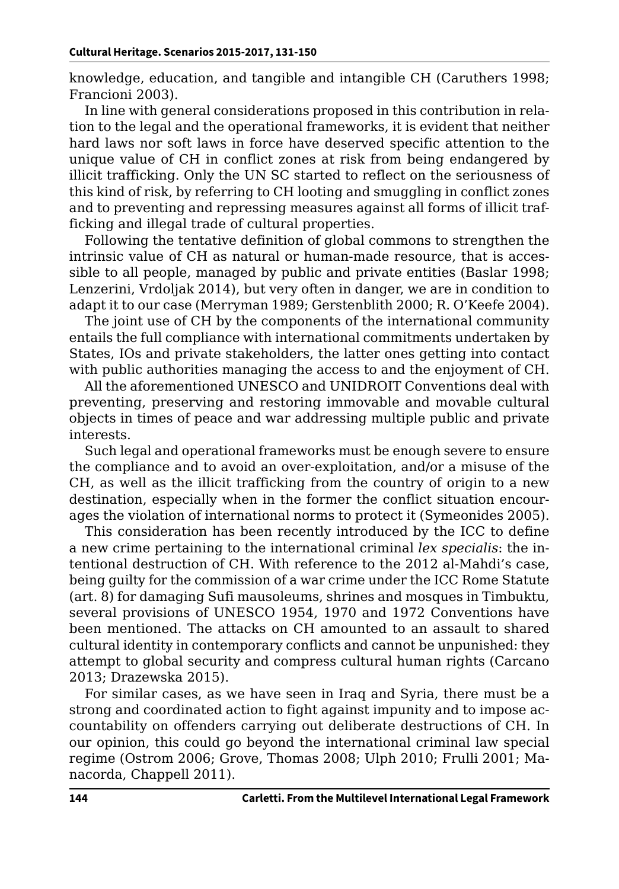knowledge, education, and tangible and intangible CH (Caruthers 1998; Francioni 2003).

In line with general considerations proposed in this contribution in relation to the legal and the operational frameworks, it is evident that neither hard laws nor soft laws in force have deserved specific attention to the unique value of CH in conflict zones at risk from being endangered by illicit trafficking. Only the UN SC started to reflect on the seriousness of this kind of risk, by referring to CH looting and smuggling in conflict zones and to preventing and repressing measures against all forms of illicit trafficking and illegal trade of cultural properties.

Following the tentative definition of global commons to strengthen the intrinsic value of CH as natural or human-made resource, that is accessible to all people, managed by public and private entities (Baslar 1998; Lenzerini, Vrdoljak 2014), but very often in danger, we are in condition to adapt it to our case (Merryman 1989; Gerstenblith 2000; R. O'Keefe 2004).

The joint use of CH by the components of the international community entails the full compliance with international commitments undertaken by States, IOs and private stakeholders, the latter ones getting into contact with public authorities managing the access to and the enjoyment of CH.

All the aforementioned UNESCO and UNIDROIT Conventions deal with preventing, preserving and restoring immovable and movable cultural objects in times of peace and war addressing multiple public and private interests.

Such legal and operational frameworks must be enough severe to ensure the compliance and to avoid an over-exploitation, and/or a misuse of the CH, as well as the illicit trafficking from the country of origin to a new destination, especially when in the former the conflict situation encourages the violation of international norms to protect it (Symeonides 2005).

This consideration has been recently introduced by the ICC to define a new crime pertaining to the international criminal *lex specialis*: the intentional destruction of CH. With reference to the 2012 al-Mahdi's case, being guilty for the commission of a war crime under the ICC Rome Statute (art. 8) for damaging Sufi mausoleums, shrines and mosques in Timbuktu, several provisions of UNESCO 1954, 1970 and 1972 Conventions have been mentioned. The attacks on CH amounted to an assault to shared cultural identity in contemporary conflicts and cannot be unpunished: they attempt to global security and compress cultural human rights (Carcano 2013; Drazewska 2015).

For similar cases, as we have seen in Iraq and Syria, there must be a strong and coordinated action to fight against impunity and to impose accountability on offenders carrying out deliberate destructions of CH. In our opinion, this could go beyond the international criminal law special regime (Ostrom 2006; Grove, Thomas 2008; Ulph 2010; Frulli 2001; Manacorda, Chappell 2011).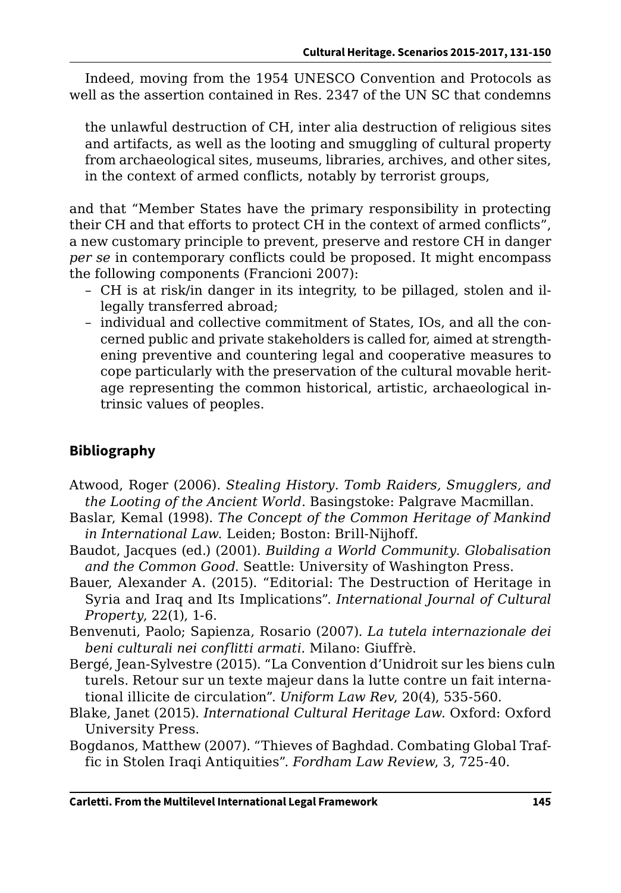Indeed, moving from the 1954 UNESCO Convention and Protocols as well as the assertion contained in Res. 2347 of the UN SC that condemns

> the unlawful destruction of CH, inter alia destruction of religious sites and artifacts, as well as the looting and smuggling of cultural property from archaeological sites, museums, libraries, archives, and other sites, in the context of armed conflicts, notably by terrorist groups,

and that "Member States have the primary responsibility in protecting their CH and that efforts to protect CH in the context of armed conflicts", a new customary principle to prevent, preserve and restore CH in danger *per se* in contemporary conflicts could be proposed. It might encompass the following components (Francioni 2007):

- CH is at risk/in danger in its integrity, to be pillaged, stolen and illegally transferred abroad;
- individual and collective commitment of States, IOs, and all the concerned public and private stakeholders is called for, aimed at strengthening preventive and countering legal and cooperative measures to cope particularly with the preservation of the cultural movable heritage representing the common historical, artistic, archaeological intrinsic values of peoples.

## Bibliography

Atwood, Roger (2006). *Stealing History. Tomb Raiders, Smugglers, and the Looting of the Ancient World*. Basingstoke: Palgrave Macmillan.

Baslar, Kemal (1998). *The Concept of the Common Heritage of Mankind in International Law*. Leiden; Boston: Brill-Nijhoff.

Baudot, Jacques (ed.) (2001). *Building a World Community. Globalisation and the Common Good*. Seattle: University of Washington Press.

Bauer, Alexander A. (2015). "Editorial: The Destruction of Heritage in Syria and Iraq and Its Implications". *International Journal of Cultural Property*, 22(1), 1-6.

Benvenuti, Paolo; Sapienza, Rosario (2007). *La tutela internazionale dei beni culturali nei conflitti armati*. Milano: Giuffrè.

Bergé, Jean-Sylvestre (2015). "La Convention d'Unidroit sur les biens culturels. Retour sur un texte majeur dans la lutte contre un fait international illicite de circulation". *Uniform Law Rev*, 20(4), 535-560.

Blake, Janet (2015). *International Cultural Heritage Law*. Oxford: Oxford University Press.

Bogdanos, Matthew (2007). "Thieves of Baghdad. Combating Global Traffic in Stolen Iraqi Antiquities". *Fordham Law Review*, 3, 725-40.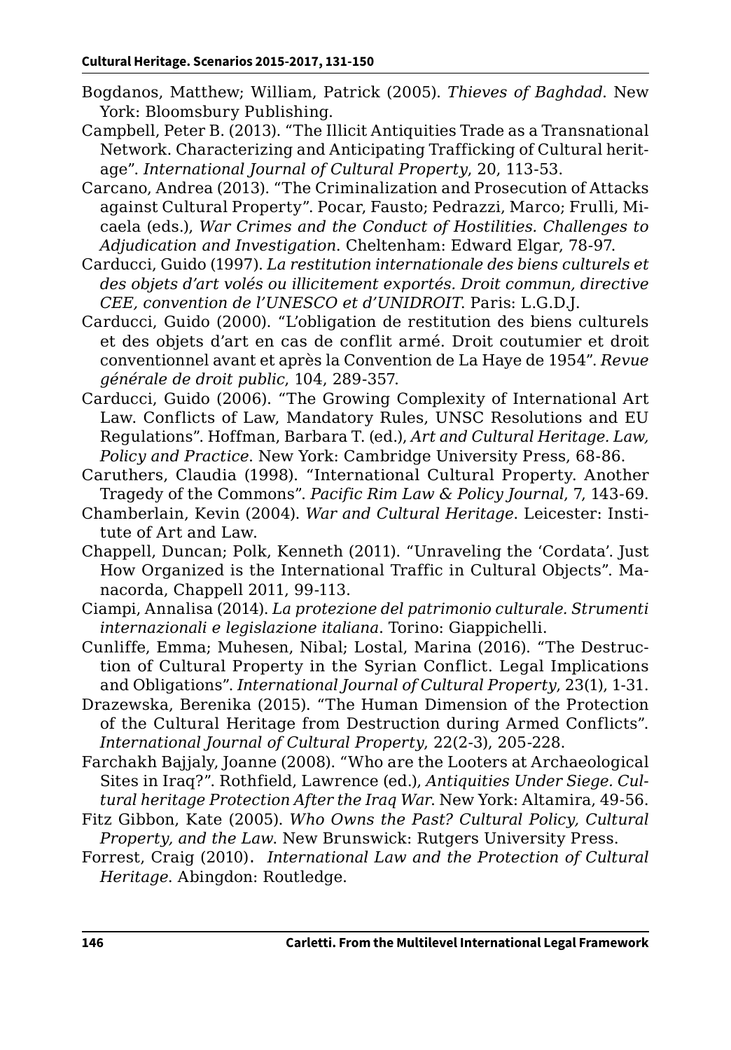Bogdanos, Matthew; William, Patrick (2005). *Thieves of Baghdad*. New York: Bloomsbury Publishing.

Campbell, Peter B. (2013). "The Illicit Antiquities Trade as a Transnational Network. Characterizing and Anticipating Trafficking of Cultural heritage". *International Journal of Cultural Property*, 20, 113-53.

Carcano, Andrea (2013). "The Criminalization and Prosecution of Attacks against Cultural Property". Pocar, Fausto; Pedrazzi, Marco; Frulli, Micaela (eds.), *War Crimes and the Conduct of Hostilities. Challenges to Adjudication and Investigation*. Cheltenham: Edward Elgar, 78-97.

Carducci, Guido (1997). *La restitution internationale des biens culturels et des objets d'art volés ou illicitement exportés. Droit commun, directive CEE, convention de l'UNESCO et d'UNIDROIT*. Paris: L.G.D.J.

Carducci, Guido (2000). "L'obligation de restitution des biens culturels et des objets d'art en cas de conflit armé. Droit coutumier et droit conventionnel avant et après la Convention de La Haye de 1954". *Revue générale de droit public*, 104, 289-357.

Carducci, Guido (2006). "The Growing Complexity of International Art Law. Conflicts of Law, Mandatory Rules, UNSC Resolutions and EU Regulations". Hoffman, Barbara T. (ed.), *Art and Cultural Heritage. Law, Policy and Practice*. New York: Cambridge University Press, 68-86.

Caruthers, Claudia (1998). "International Cultural Property. Another Tragedy of the Commons". *Pacific Rim Law & Policy Journal*, 7, 143-69.

Chamberlain, Kevin (2004). *War and Cultural Heritage*. Leicester: Institute of Art and Law.

Chappell, Duncan; Polk, Kenneth (2011). "Unraveling the 'Cordata'. Just How Organized is the International Traffic in Cultural Objects". Manacorda, Chappell 2011, 99-113.

Ciampi, Annalisa (2014). *La protezione del patrimonio culturale. Strumenti internazionali e legislazione italiana*. Torino: Giappichelli.

Cunliffe, Emma; Muhesen, Nibal; Lostal, Marina (2016). "The Destruction of Cultural Property in the Syrian Conflict. Legal Implications and Obligations". *International Journal of Cultural Property*, 23(1), 1-31.

Drazewska, Berenika (2015). "The Human Dimension of the Protection of the Cultural Heritage from Destruction during Armed Conflicts". *International Journal of Cultural Property*, 22(2-3), 205-228.

Farchakh Bajjaly, Joanne (2008). "Who are the Looters at Archaeological Sites in Iraq?". Rothfield, Lawrence (ed.), *Antiquities Under Siege. Cultural heritage Protection After the Iraq War*. New York: Altamira, 49-56.

Fitz Gibbon, Kate (2005). *Who Owns the Past? Cultural Policy, Cultural Property, and the Law*. New Brunswick: Rutgers University Press.

Forrest, Craig (2010). *International Law and the Protection of Cultural Heritage*. Abingdon: Routledge.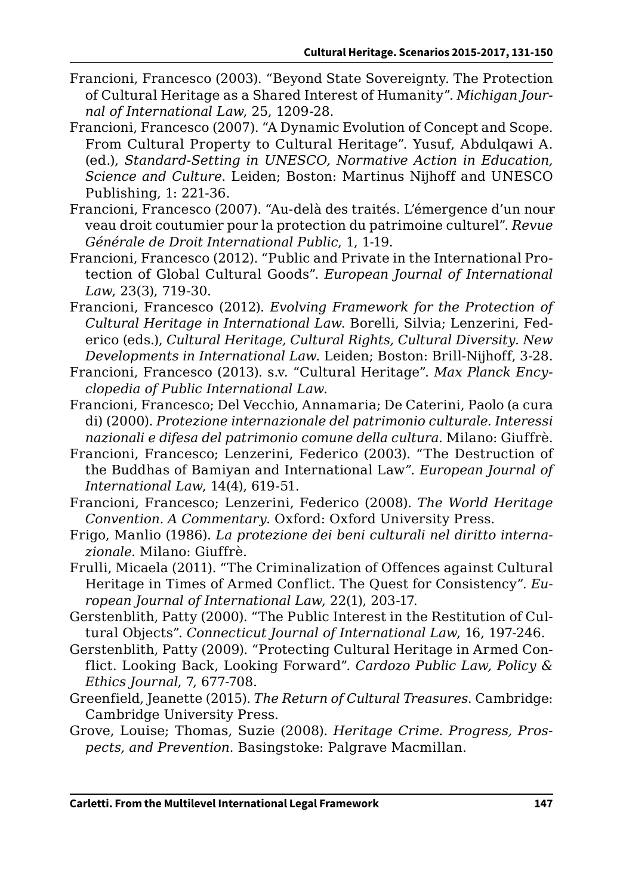Francioni, Francesco (2003). "Beyond State Sovereignty. The Protection of Cultural Heritage as a Shared Interest of Humanity". *Michigan Journal of International Law*, 25, 1209-28.

Francioni, Francesco (2007). "A Dynamic Evolution of Concept and Scope. From Cultural Property to Cultural Heritage". Yusuf, Abdulqawi A. (ed.), *Standard-Setting in UNESCO, Normative Action in Education, Science and Culture*. Leiden; Boston: Martinus Nijhoff and UNESCO Publishing, 1: 221-36.

Francioni, Francesco (2007). "Au-delà des traités. L'émergence d'un nouveau droit coutumier pour la protection du patrimoine culturel". *Revue Générale de Droit International Public*, 1, 1-19.

Francioni, Francesco (2012). "Public and Private in the International Protection of Global Cultural Goods". *European Journal of International Law*, 23(3), 719-30.

Francioni, Francesco (2012). *Evolving Framework for the Protection of Cultural Heritage in International Law*. Borelli, Silvia; Lenzerini, Federico (eds.), *Cultural Heritage, Cultural Rights, Cultural Diversity. New Developments in International Law*. Leiden; Boston: Brill-Nijhoff, 3-28.

Francioni, Francesco (2013). s.v. "Cultural Heritage". *Max Planck Encyclopedia of Public International Law*.

Francioni, Francesco; Del Vecchio, Annamaria; De Caterini, Paolo (a cura di) (2000). *Protezione internazionale del patrimonio culturale. Interessi nazionali e difesa del patrimonio comune della cultura*. Milano: Giuffrè.

Francioni, Francesco; Lenzerini, Federico (2003). "The Destruction of the Buddhas of Bamiyan and International Law". *European Journal of International Law*, 14(4), 619-51.

Francioni, Francesco; Lenzerini, Federico (2008). *The World Heritage Convention. A Commentary*. Oxford: Oxford University Press.

Frigo, Manlio (1986). *La protezione dei beni culturali nel diritto internazionale*. Milano: Giuffrè.

Frulli, Micaela (2011). "The Criminalization of Offences against Cultural Heritage in Times of Armed Conflict. The Quest for Consistency". *European Journal of International Law*, 22(1), 203-17.

Gerstenblith, Patty (2000). "The Public Interest in the Restitution of Cultural Objects". *Connecticut Journal of International Law*, 16, 197-246.

Gerstenblith, Patty (2009). "Protecting Cultural Heritage in Armed Conflict. Looking Back, Looking Forward". *Cardozo Public Law, Policy & Ethics Journal*, 7, 677-708.

Greenfield, Jeanette (2015). *The Return of Cultural Treasures*. Cambridge: Cambridge University Press.

Grove, Louise; Thomas, Suzie (2008). *Heritage Crime. Progress, Prospects, and Prevention*. Basingstoke: Palgrave Macmillan.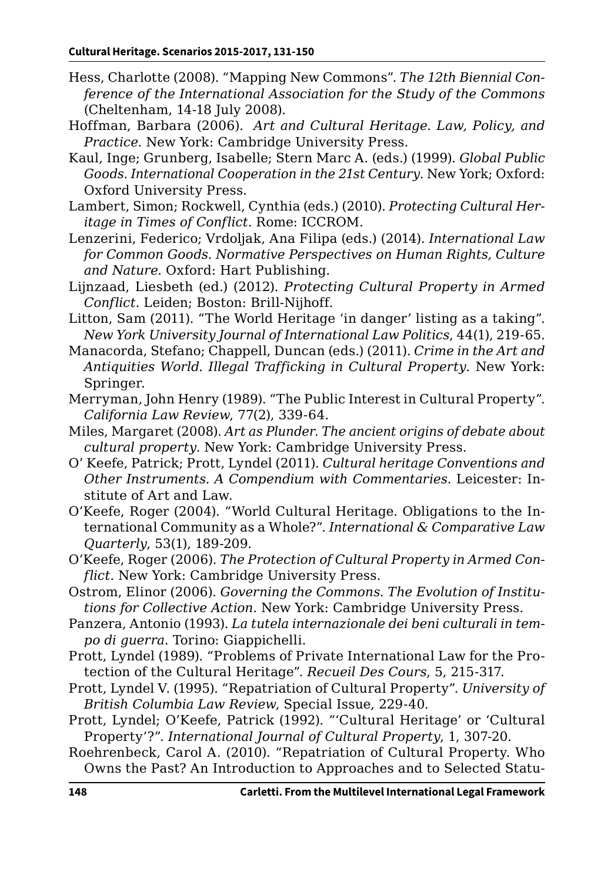Hess, Charlotte (2008). "Mapping New Commons". *The 12th Biennial Conference of the International Association for the Study of the Commons* (Cheltenham, 14-18 July 2008).

Hoffman, Barbara (2006). *Art and Cultural Heritage. Law, Policy, and Practice*. New York: Cambridge University Press.

Kaul, Inge; Grunberg, Isabelle; Stern Marc A. (eds.) (1999). *Global Public Goods. International Cooperation in the 21st Century*. New York; Oxford: Oxford University Press.

Lambert, Simon; Rockwell, Cynthia (eds.) (2010). *Protecting Cultural Heritage in Times of Conflict*. Rome: ICCROM.

Lenzerini, Federico; Vrdoljak, Ana Filipa (eds.) (2014). *International Law for Common Goods. Normative Perspectives on Human Rights, Culture and Nature*. Oxford: Hart Publishing.

Lijnzaad, Liesbeth (ed.) (2012). *Protecting Cultural Property in Armed Conflict*. Leiden; Boston: Brill-Nijhoff.

Litton, Sam (2011). "The World Heritage 'in danger' listing as a taking". *New York University Journal of International Law Politics*, 44(1), 219-65.

Manacorda, Stefano; Chappell, Duncan (eds.) (2011). *Crime in the Art and Antiquities World. Illegal Trafficking in Cultural Property*. New York: Springer.

Merryman, John Henry (1989). "The Public Interest in Cultural Property". *California Law Review*, 77(2), 339-64.

Miles, Margaret (2008). *Art as Plunder. The ancient origins of debate about cultural property*. New York: Cambridge University Press.

O' Keefe, Patrick; Prott, Lyndel (2011). *Cultural heritage Conventions and Other Instruments. A Compendium with Commentaries*. Leicester: Institute of Art and Law.

O'Keefe, Roger (2004). "World Cultural Heritage. Obligations to the International Community as a Whole?". *International & Comparative Law Quarterly*, 53(1), 189-209.

O'Keefe, Roger (2006). *The Protection of Cultural Property in Armed Conflict*. New York: Cambridge University Press.

Ostrom, Elinor (2006). *Governing the Commons. The Evolution of Institutions for Collective Action*. New York: Cambridge University Press.

Panzera, Antonio (1993). *La tutela internazionale dei beni culturali in tempo di guerra*. Torino: Giappichelli.

Prott, Lyndel (1989). "Problems of Private International Law for the Protection of the Cultural Heritage". *Recueil Des Cours*, 5, 215-317.

Prott, Lyndel V. (1995). "Repatriation of Cultural Property". *University of British Columbia Law Review*, Special Issue, 229-40.

Prott, Lyndel; O'Keefe, Patrick (1992). "'Cultural Heritage' or 'Cultural Property'?". *International Journal of Cultural Property*, 1, 307-20.

Roehrenbeck, Carol A. (2010). "Repatriation of Cultural Property. Who Owns the Past? An Introduction to Approaches and to Selected Statu-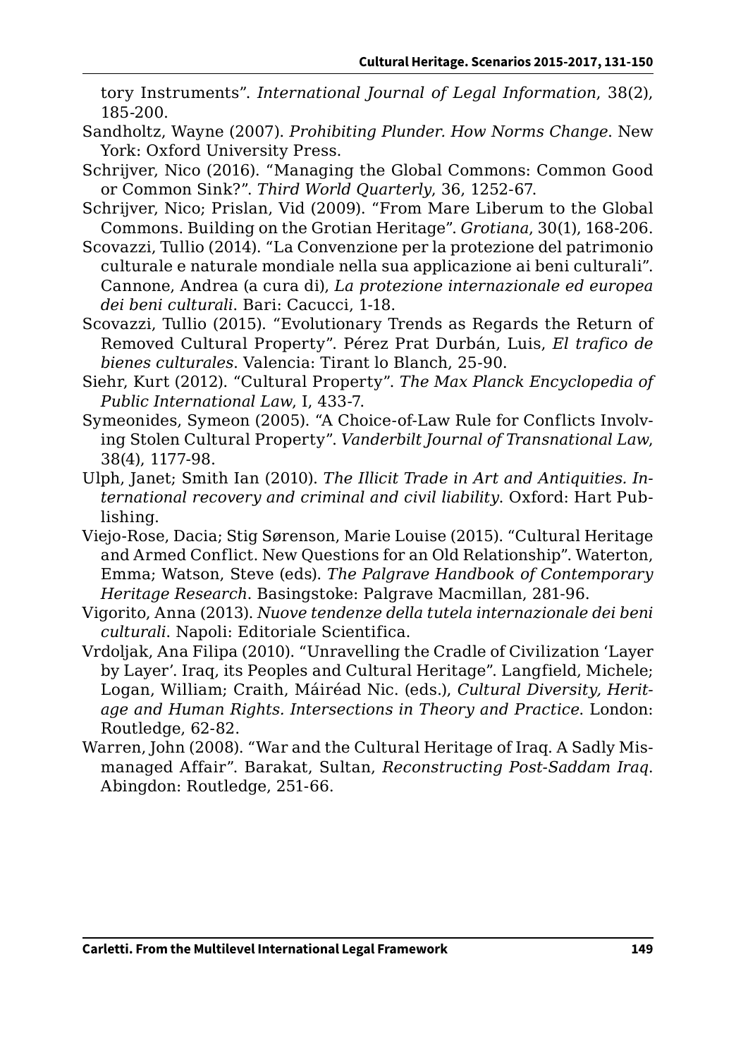tory Instruments". *International Journal of Legal Information*, 38(2), 185-200.

Sandholtz, Wayne (2007). *Prohibiting Plunder. How Norms Change*. New York: Oxford University Press.

Schrijver, Nico (2016). "Managing the Global Commons: Common Good or Common Sink?". *Third World Quarterly*, 36, 1252-67.

Schrijver, Nico; Prislan, Vid (2009). "From Mare Liberum to the Global Commons. Building on the Grotian Heritage". *Grotiana*, 30(1), 168-206.

Scovazzi, Tullio (2014). "La Convenzione per la protezione del patrimonio culturale e naturale mondiale nella sua applicazione ai beni culturali". Cannone, Andrea (a cura di), *La protezione internazionale ed europea dei beni culturali*. Bari: Cacucci, 1-18.

Scovazzi, Tullio (2015). "Evolutionary Trends as Regards the Return of Removed Cultural Property". Pérez Prat Durbán, Luis, *El trafico de bienes culturales*. Valencia: Tirant lo Blanch, 25-90.

Siehr, Kurt (2012). "Cultural Property". *The Max Planck Encyclopedia of Public International Law*, I, 433-7.

Symeonides, Symeon (2005). "A Choice-of-Law Rule for Conflicts Involving Stolen Cultural Property". *Vanderbilt Journal of Transnational Law*, 38(4), 1177-98.

Ulph, Janet; Smith Ian (2010). *The Illicit Trade in Art and Antiquities. International recovery and criminal and civil liability*. Oxford: Hart Publishing.

Viejo-Rose, Dacia; Stig Sørenson, Marie Louise (2015). "Cultural Heritage and Armed Conflict. New Questions for an Old Relationship". Waterton, Emma; Watson, Steve (eds). *The Palgrave Handbook of Contemporary Heritage Research*. Basingstoke: Palgrave Macmillan, 281-96.

Vigorito, Anna (2013). *Nuove tendenze della tutela internazionale dei beni culturali*. Napoli: Editoriale Scientifica.

Vrdoljak, Ana Filipa (2010). "Unravelling the Cradle of Civilization 'Layer by Layer'. Iraq, its Peoples and Cultural Heritage". Langfield, Michele; Logan, William; Craith, Máiréad Nic. (eds.), *Cultural Diversity, Heritage and Human Rights. Intersections in Theory and Practice*. London: Routledge, 62-82.

Warren, John (2008). "War and the Cultural Heritage of Iraq. A Sadly Mismanaged Affair". Barakat, Sultan, *Reconstructing Post-Saddam Iraq*. Abingdon: Routledge, 251-66.